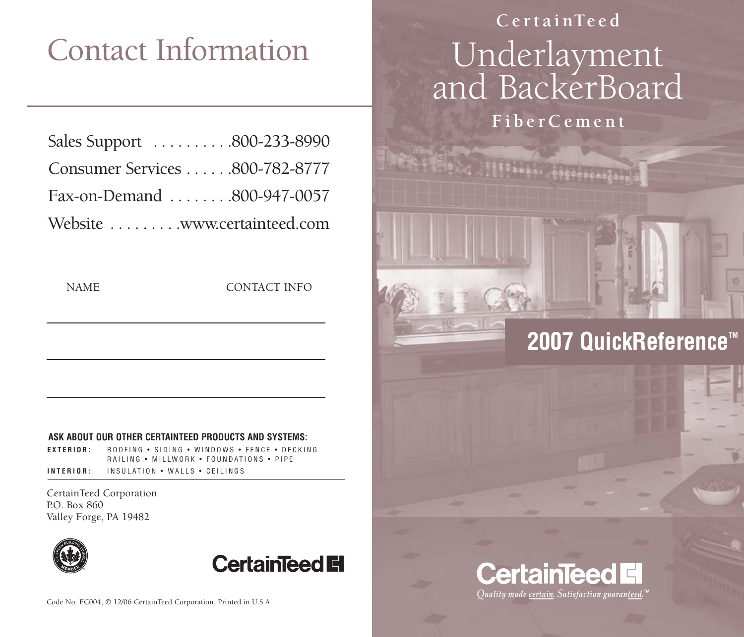# Contact Information

Sales Support . . . . . . . . . . .800-233-8990

Consumer Services . . . . . .800-782-8777

Fax-on-Demand . . . . . . . .800-947-0057

Website . . . . . . . . .www.certainteed.com

| NAME | CONTACT INFO |
|---|---|
| | |
| | |
| | |

**ASK ABOUT OUR OTHER CERTAINTEED PRODUCTS AND SYSTEMS:**

**EXTERIOR:** ROOFING • SIDING • WINDOWS • FENCE • DECKING RAILING • MILLWORK • FOUNDATIONS • PIPE

**INTERIOR:** INSULATION • WALLS • CEILINGS

CertainTeed Corporation
P.O. Box 860
Valley Forge, PA 19482

U.S. Green Building Council Member

CertainTeed

Code No. FC004, © 12/06 CertainTeed Corporation, Printed in U.S.A.

**CertainTeed**

# Underlayment and BackerBoard

**FiberCement**

## 2007 QuickReference™

CertainTeed

*Quality made certain. Satisfaction guaranteed.™*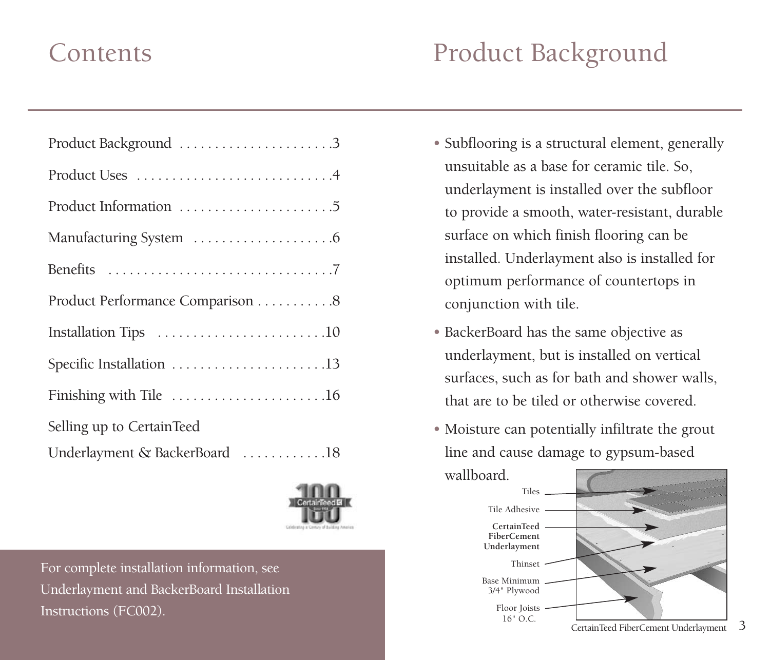# Contents

| | |
|---|---|
| Product Background | 3 |
| Product Uses | 4 |
| Product Information | 5 |
| Manufacturing System | 6 |
| Benefits | 7 |
| Product Performance Comparison | 8 |
| Installation Tips | 10 |
| Specific Installation | 13 |
| Finishing with Tile | 16 |
| Selling up to CertainTeed Underlayment & BackerBoard | 18 |

For complete installation information, see Underlayment and BackerBoard Installation Instructions (FC002).

# Product Background

- Subflooring is a structural element, generally unsuitable as a base for ceramic tile. So, underlayment is installed over the subfloor to provide a smooth, water-resistant, durable surface on which finish flooring can be installed. Underlayment also is installed for optimum performance of countertops in conjunction with tile.
- BackerBoard has the same objective as underlayment, but is installed on vertical surfaces, such as for bath and shower walls, that are to be tiled or otherwise covered.
- Moisture can potentially infiltrate the grout line and cause damage to gypsum-based wallboard.

Tiles

Tile Adhesive

**CertainTeed FiberCement Underlayment**

Thinset

Base Minimum 3/4" Plywood

Floor Joists 16" O.C.

CertainTeed FiberCement Underlayment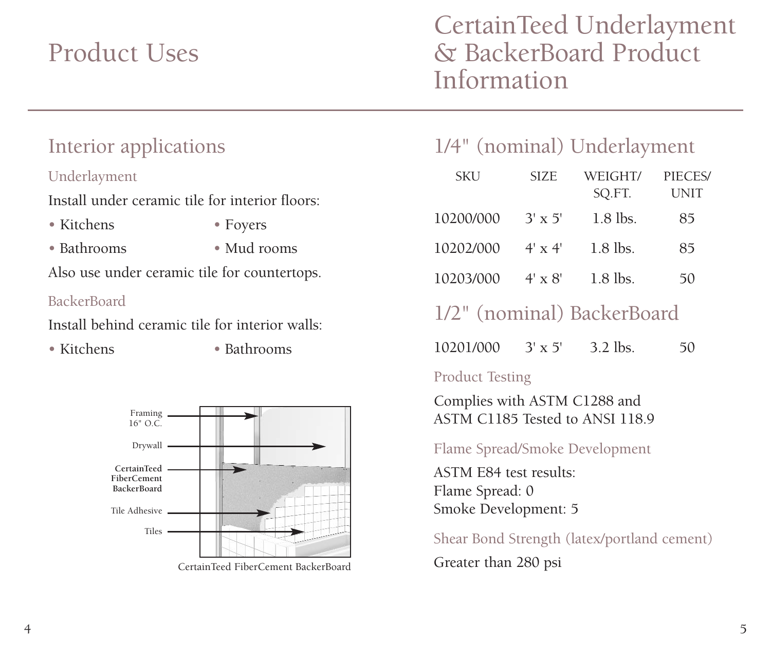# Product Uses

## Interior applications

### Underlayment

Install under ceramic tile for interior floors:

- Kitchens
- Foyers
- Bathrooms
- Mud rooms

Also use under ceramic tile for countertops.

### BackerBoard

Install behind ceramic tile for interior walls:

- Kitchens
- Bathrooms

Framing 16" O.C.

Drywall

**CertainTeed FiberCement BackerBoard**

Tile Adhesive

Tiles

CertainTeed FiberCement BackerBoard

# CertainTeed Underlayment & BackerBoard Product Information

## 1/4" (nominal) Underlayment

| SKU | SIZE | WEIGHT/ SQ.FT. | PIECES/ UNIT |
|---|---|---|---|
| 10200/000 | 3' x 5' | 1.8 lbs. | 85 |
| 10202/000 | 4' x 4' | 1.8 lbs. | 85 |
| 10203/000 | 4' x 8' | 1.8 lbs. | 50 |

## 1/2" (nominal) BackerBoard

| SKU | SIZE | WEIGHT/ SQ.FT. | PIECES/ UNIT |
|---|---|---|---|
| 10201/000 | 3' x 5' | 3.2 lbs. | 50 |

### Product Testing

Complies with ASTM C1288 and ASTM C1185 Tested to ANSI 118.9

### Flame Spread/Smoke Development

ASTM E84 test results:
Flame Spread: 0
Smoke Development: 5

### Shear Bond Strength (latex/portland cement)

Greater than 280 psi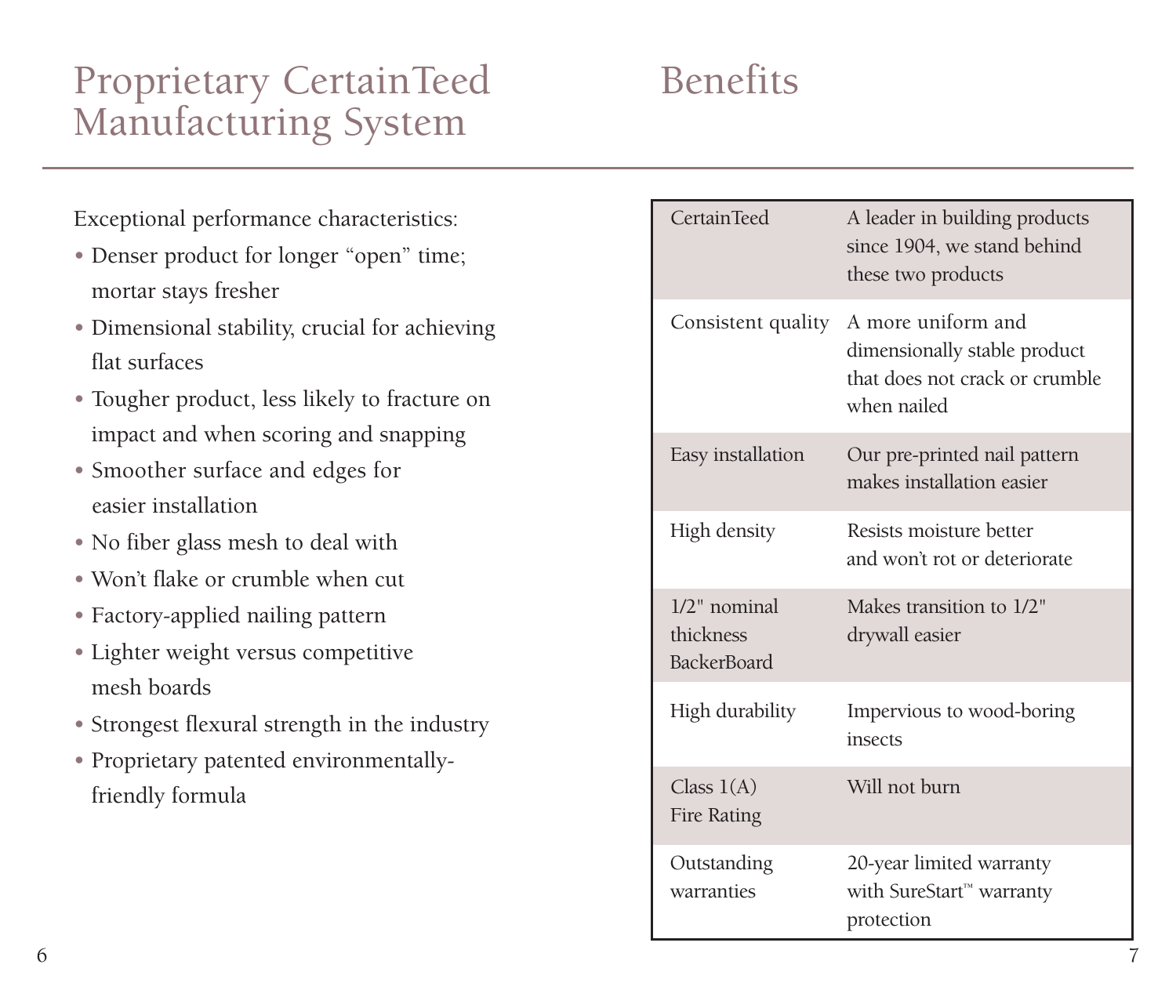# Proprietary CertainTeed Manufacturing System

Exceptional performance characteristics:

- Denser product for longer “open” time; mortar stays fresher
- Dimensional stability, crucial for achieving flat surfaces
- Tougher product, less likely to fracture on impact and when scoring and snapping
- Smoother surface and edges for easier installation
- No fiber glass mesh to deal with
- Won’t flake or crumble when cut
- Factory-applied nailing pattern
- Lighter weight versus competitive mesh boards
- Strongest flexural strength in the industry
- Proprietary patented environmentally-friendly formula

# Benefits

| | |
|---|---|
| CertainTeed | A leader in building products since 1904, we stand behind these two products |
| Consistent quality | A more uniform and dimensionally stable product that does not crack or crumble when nailed |
| Easy installation | Our pre-printed nail pattern makes installation easier |
| High density | Resists moisture better and won’t rot or deteriorate |
| 1/2" nominal thickness BackerBoard | Makes transition to 1/2" drywall easier |
| High durability | Impervious to wood-boring insects |
| Class 1(A) Fire Rating | Will not burn |
| Outstanding warranties | 20-year limited warranty with SureStart™ warranty protection |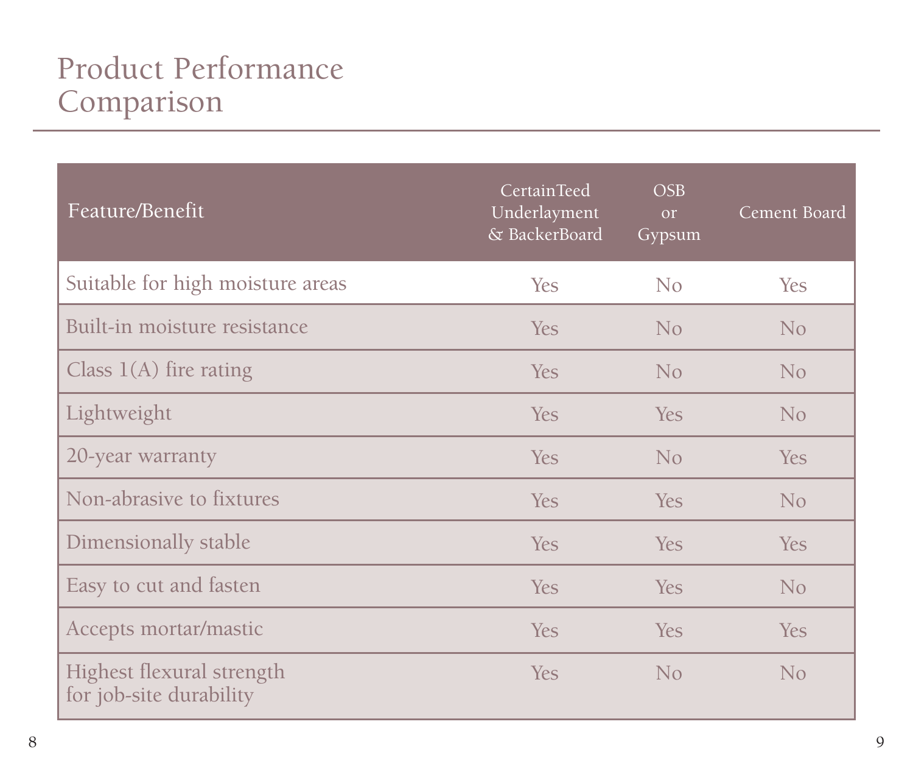# Product Performance Comparison

| Feature/Benefit | CertainTeed Underlayment & BackerBoard | OSB or Gypsum | Cement Board |
|---|---|---|---|
| Suitable for high moisture areas | Yes | No | Yes |
| Built-in moisture resistance | Yes | No | No |
| Class 1(A) fire rating | Yes | No | No |
| Lightweight | Yes | Yes | No |
| 20-year warranty | Yes | No | Yes |
| Non-abrasive to fixtures | Yes | Yes | No |
| Dimensionally stable | Yes | Yes | Yes |
| Easy to cut and fasten | Yes | Yes | No |
| Accepts mortar/mastic | Yes | Yes | Yes |
| Highest flexural strength for job-site durability | Yes | No | No |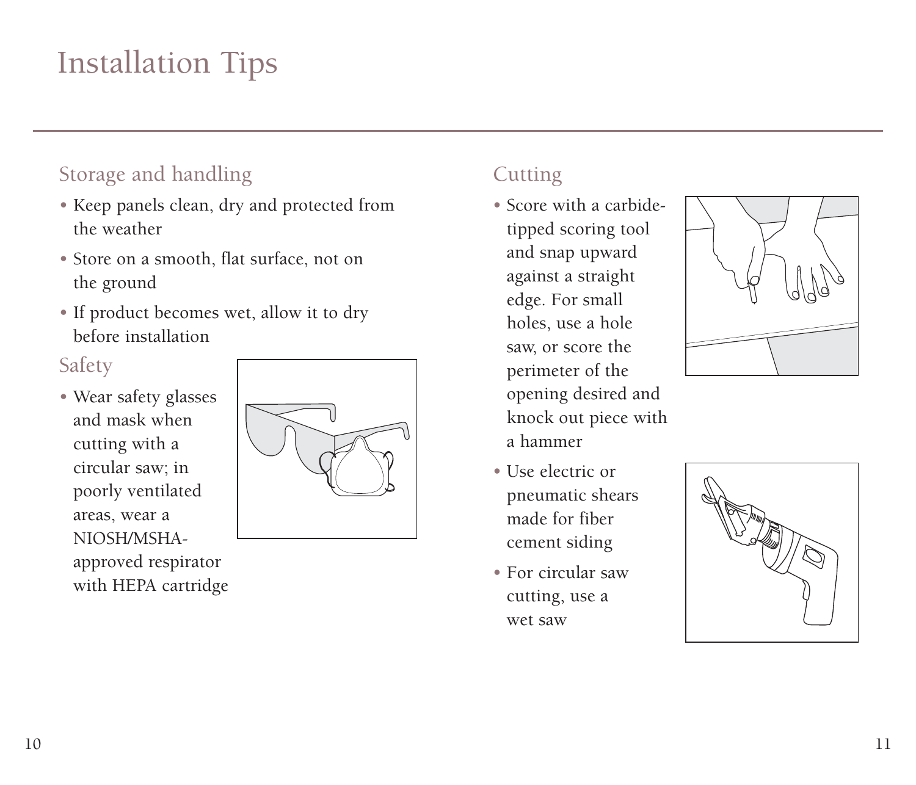# Installation Tips

## Storage and handling

- Keep panels clean, dry and protected from the weather
- Store on a smooth, flat surface, not on the ground
- If product becomes wet, allow it to dry before installation

## Safety

- Wear safety glasses and mask when cutting with a circular saw; in poorly ventilated areas, wear a NIOSH/MSHA-approved respirator with HEPA cartridge

## Cutting

- Score with a carbide-tipped scoring tool and snap upward against a straight edge. For small holes, use a hole saw, or score the perimeter of the opening desired and knock out piece with a hammer
- Use electric or pneumatic shears made for fiber cement siding
- For circular saw cutting, use a wet saw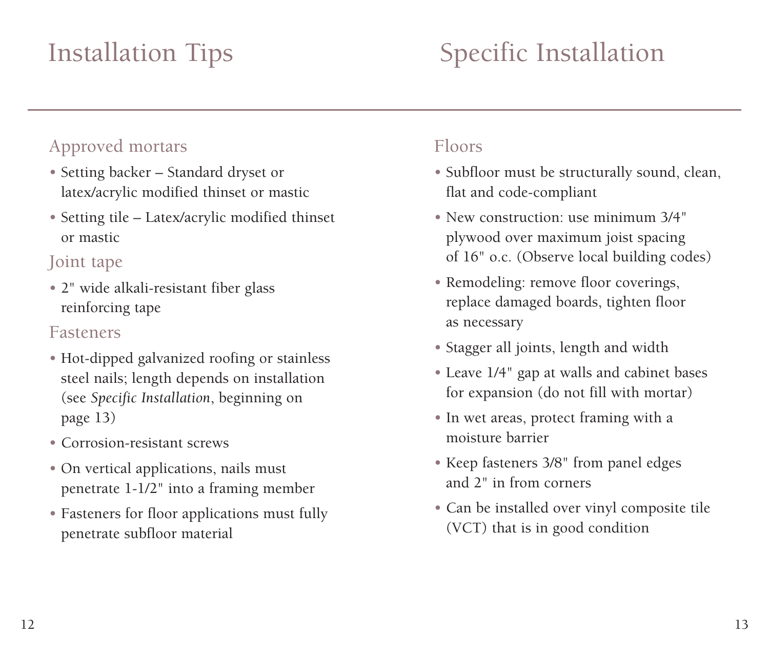# Installation Tips

## Approved mortars

- Setting backer – Standard dryset or latex/acrylic modified thinset or mastic
- Setting tile – Latex/acrylic modified thinset or mastic

## Joint tape

- 2" wide alkali-resistant fiber glass reinforcing tape

## Fasteners

- Hot-dipped galvanized roofing or stainless steel nails; length depends on installation (see *Specific Installation*, beginning on page 13)
- Corrosion-resistant screws
- On vertical applications, nails must penetrate 1-1/2" into a framing member
- Fasteners for floor applications must fully penetrate subfloor material

# Specific Installation

## Floors

- Subfloor must be structurally sound, clean, flat and code-compliant
- New construction: use minimum 3/4" plywood over maximum joist spacing of 16" o.c. (Observe local building codes)
- Remodeling: remove floor coverings, replace damaged boards, tighten floor as necessary
- Stagger all joints, length and width
- Leave 1/4" gap at walls and cabinet bases for expansion (do not fill with mortar)
- In wet areas, protect framing with a moisture barrier
- Keep fasteners 3/8" from panel edges and 2" in from corners
- Can be installed over vinyl composite tile (VCT) that is in good condition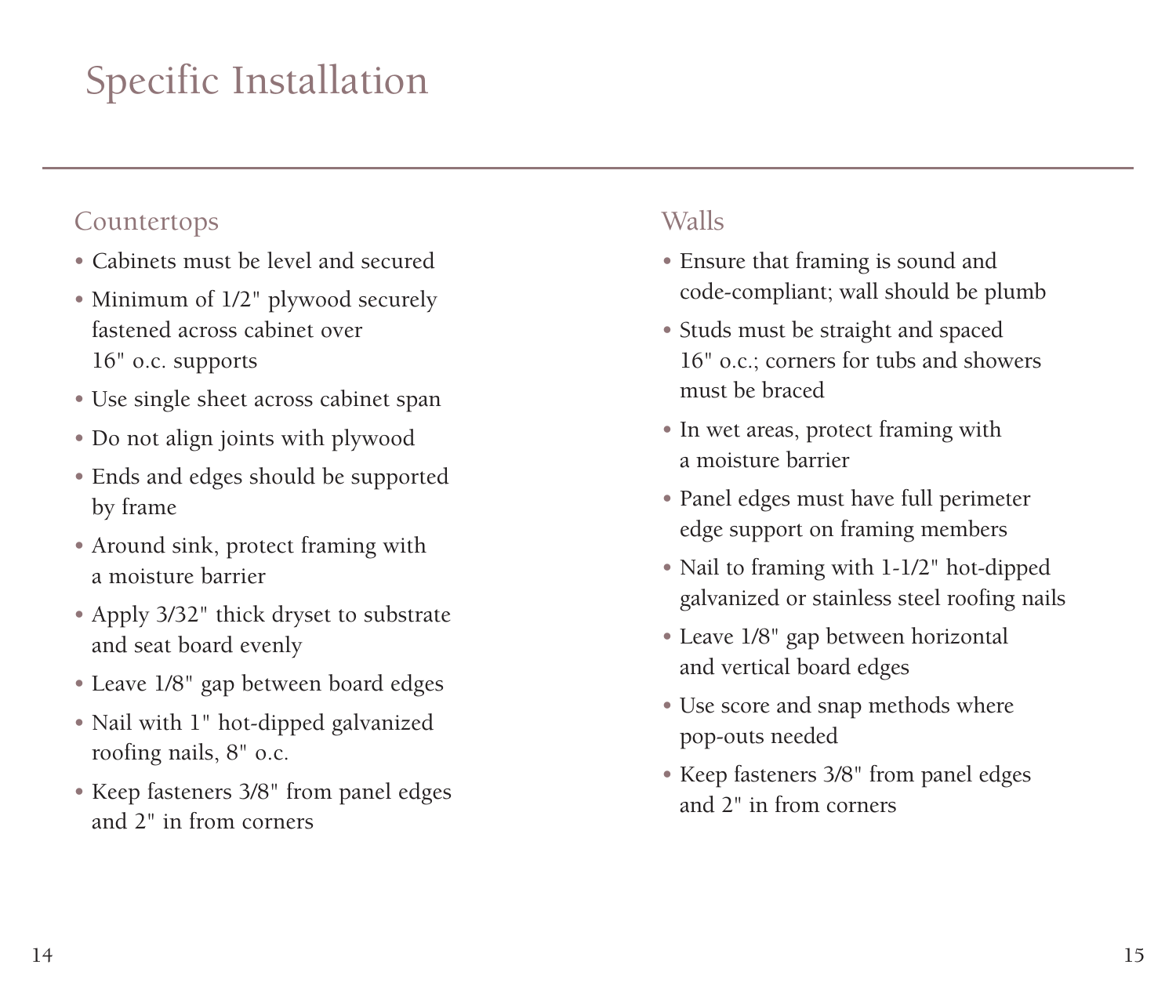# Specific Installation

## Countertops

- Cabinets must be level and secured
- Minimum of 1/2" plywood securely fastened across cabinet over 16" o.c. supports
- Use single sheet across cabinet span
- Do not align joints with plywood
- Ends and edges should be supported by frame
- Around sink, protect framing with a moisture barrier
- Apply 3/32" thick dryset to substrate and seat board evenly
- Leave 1/8" gap between board edges
- Nail with 1" hot-dipped galvanized roofing nails, 8" o.c.
- Keep fasteners 3/8" from panel edges and 2" in from corners

## Walls

- Ensure that framing is sound and code-compliant; wall should be plumb
- Studs must be straight and spaced 16" o.c.; corners for tubs and showers must be braced
- In wet areas, protect framing with a moisture barrier
- Panel edges must have full perimeter edge support on framing members
- Nail to framing with 1-1/2" hot-dipped galvanized or stainless steel roofing nails
- Leave 1/8" gap between horizontal and vertical board edges
- Use score and snap methods where pop-outs needed
- Keep fasteners 3/8" from panel edges and 2" in from corners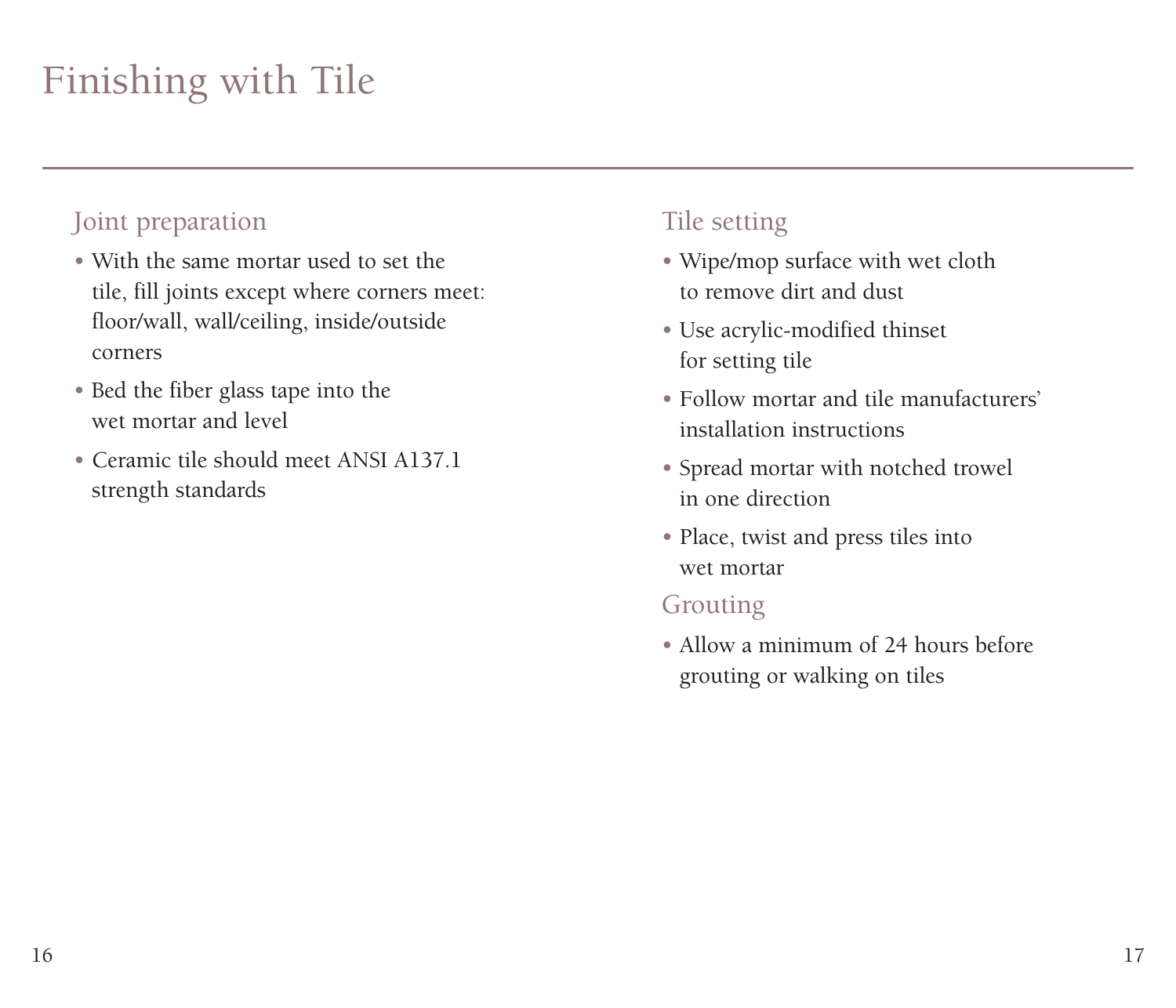# Finishing with Tile

## Joint preparation

- With the same mortar used to set the tile, fill joints except where corners meet: floor/wall, wall/ceiling, inside/outside corners
- Bed the fiber glass tape into the wet mortar and level
- Ceramic tile should meet ANSI A137.1 strength standards

## Tile setting

- Wipe/mop surface with wet cloth to remove dirt and dust
- Use acrylic-modified thinset for setting tile
- Follow mortar and tile manufacturers' installation instructions
- Spread mortar with notched trowel in one direction
- Place, twist and press tiles into wet mortar

## Grouting

- Allow a minimum of 24 hours before grouting or walking on tiles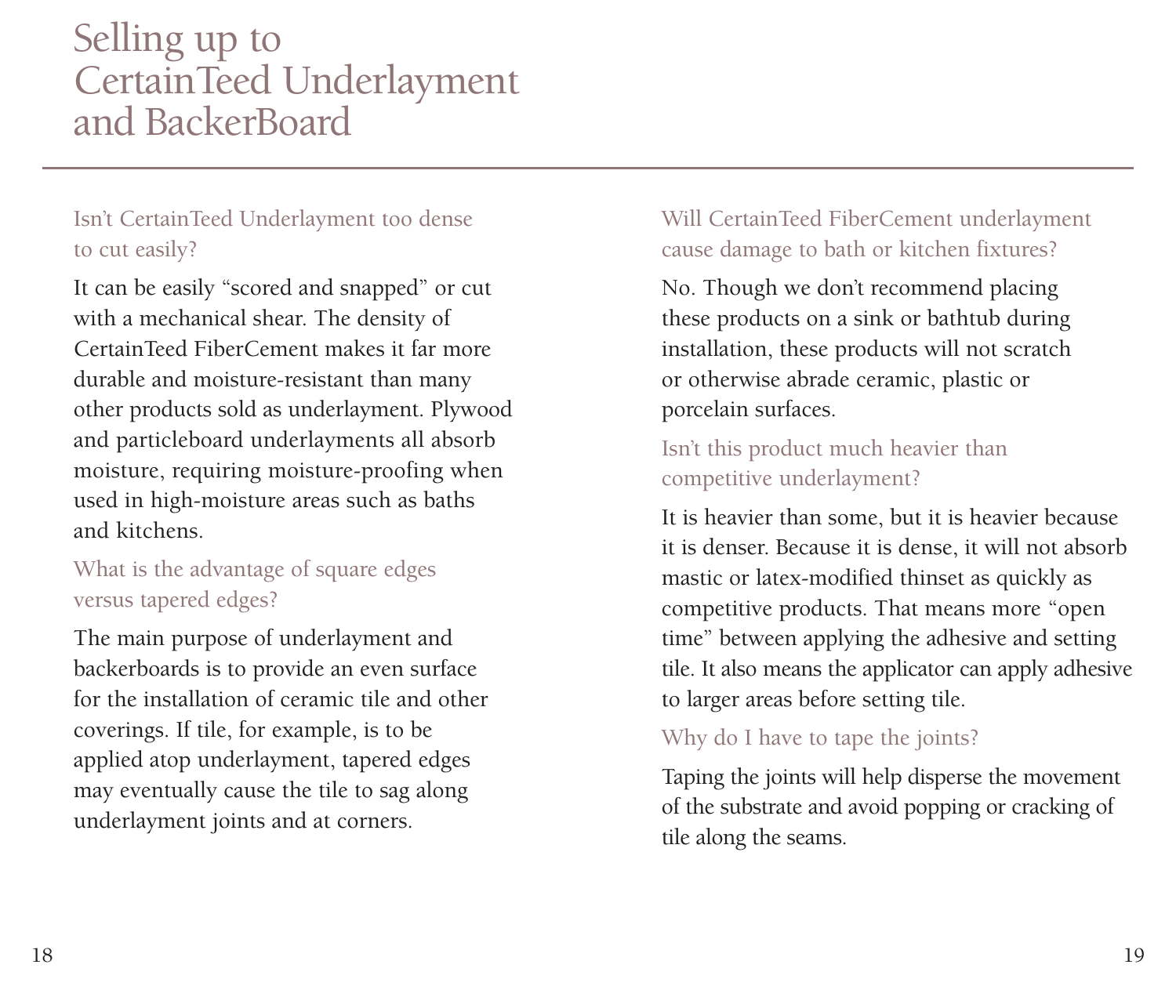# Selling up to CertainTeed Underlayment and BackerBoard

### Isn't CertainTeed Underlayment too dense to cut easily?

It can be easily "scored and snapped" or cut with a mechanical shear. The density of CertainTeed FiberCement makes it far more durable and moisture-resistant than many other products sold as underlayment. Plywood and particleboard underlayments all absorb moisture, requiring moisture-proofing when used in high-moisture areas such as baths and kitchens.

### What is the advantage of square edges versus tapered edges?

The main purpose of underlayment and backerboards is to provide an even surface for the installation of ceramic tile and other coverings. If tile, for example, is to be applied atop underlayment, tapered edges may eventually cause the tile to sag along underlayment joints and at corners.

### Will CertainTeed FiberCement underlayment cause damage to bath or kitchen fixtures?

No. Though we don't recommend placing these products on a sink or bathtub during installation, these products will not scratch or otherwise abrade ceramic, plastic or porcelain surfaces.

### Isn't this product much heavier than competitive underlayment?

It is heavier than some, but it is heavier because it is denser. Because it is dense, it will not absorb mastic or latex-modified thinset as quickly as competitive products. That means more "open time" between applying the adhesive and setting tile. It also means the applicator can apply adhesive to larger areas before setting tile.

### Why do I have to tape the joints?

Taping the joints will help disperse the movement of the substrate and avoid popping or cracking of tile along the seams.